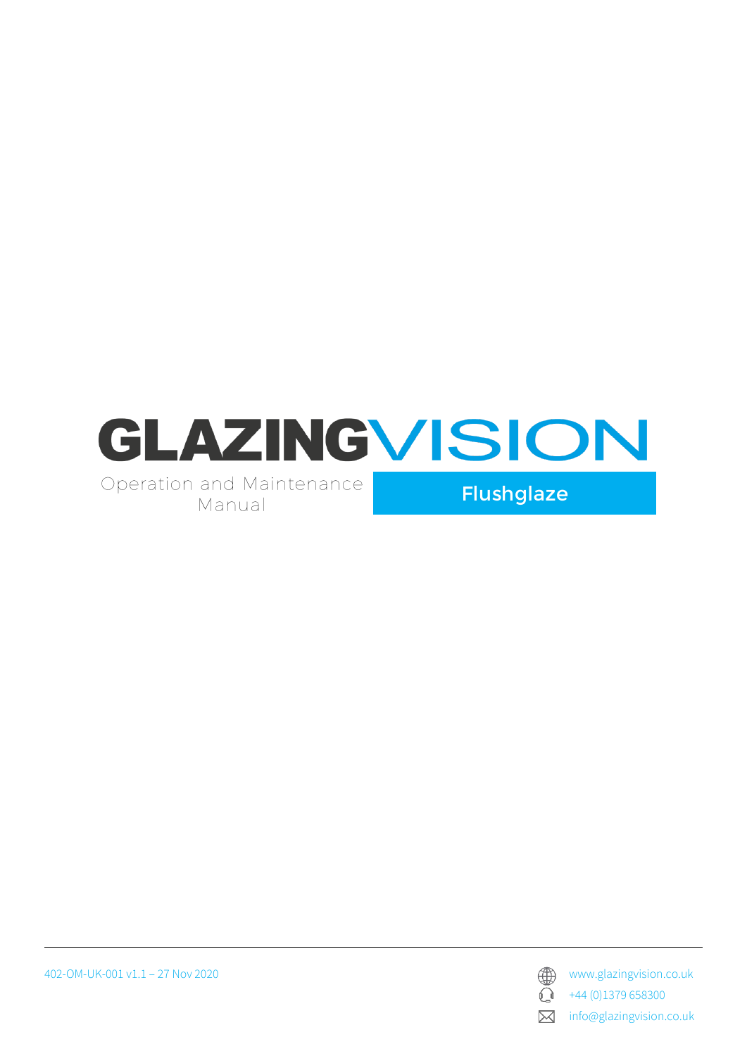# GLAZINGVISION

Operation and Maintenance Manual

## Flushglaze

402-OM-UK-001 v1.1 – 27 Nov 2020

www.glazingvision.co.uk

+44 (0)1379 658300

info@glazingvision.co.uk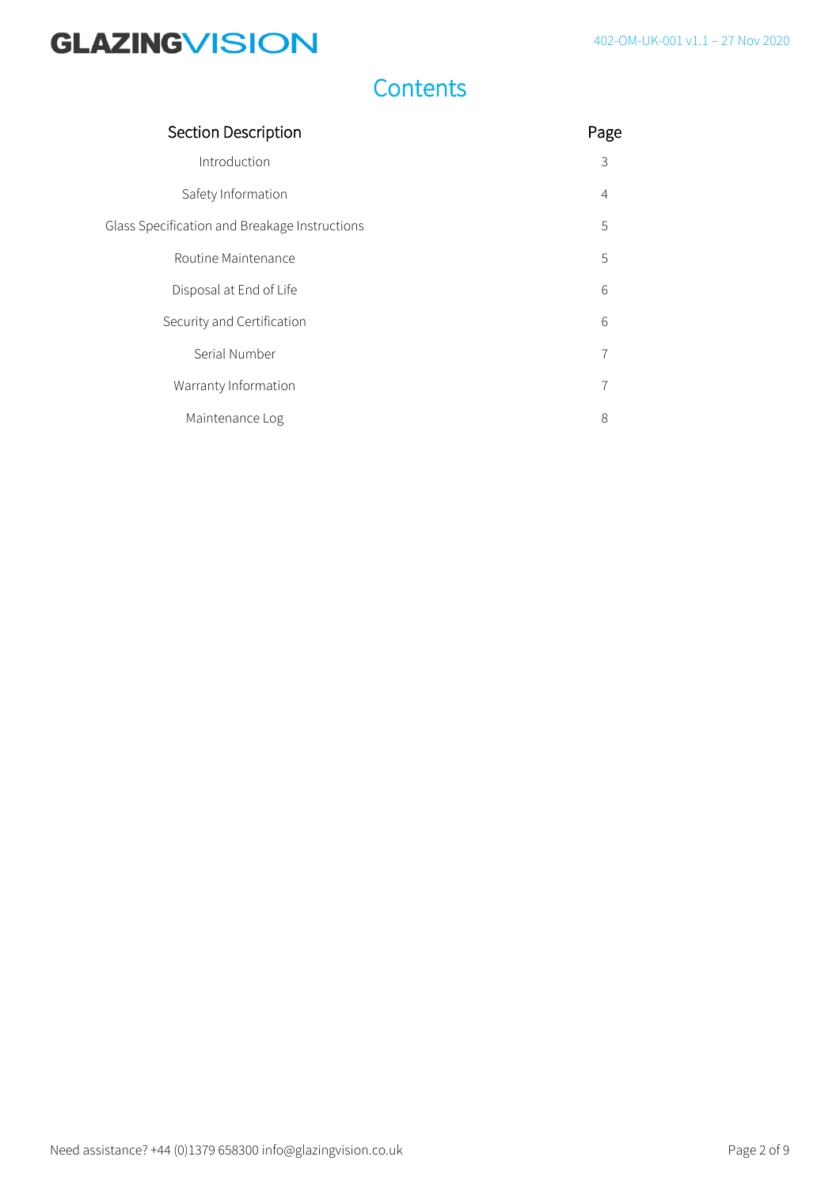# Contents

| Section Description | Page |
|---|---|
| Introduction | 3 |
| Safety Information | 4 |
| Glass Specification and Breakage Instructions | 5 |
| Routine Maintenance | 5 |
| Disposal at End of Life | 6 |
| Security and Certification | 6 |
| Serial Number | 7 |
| Warranty Information | 7 |
| Maintenance Log | 8 |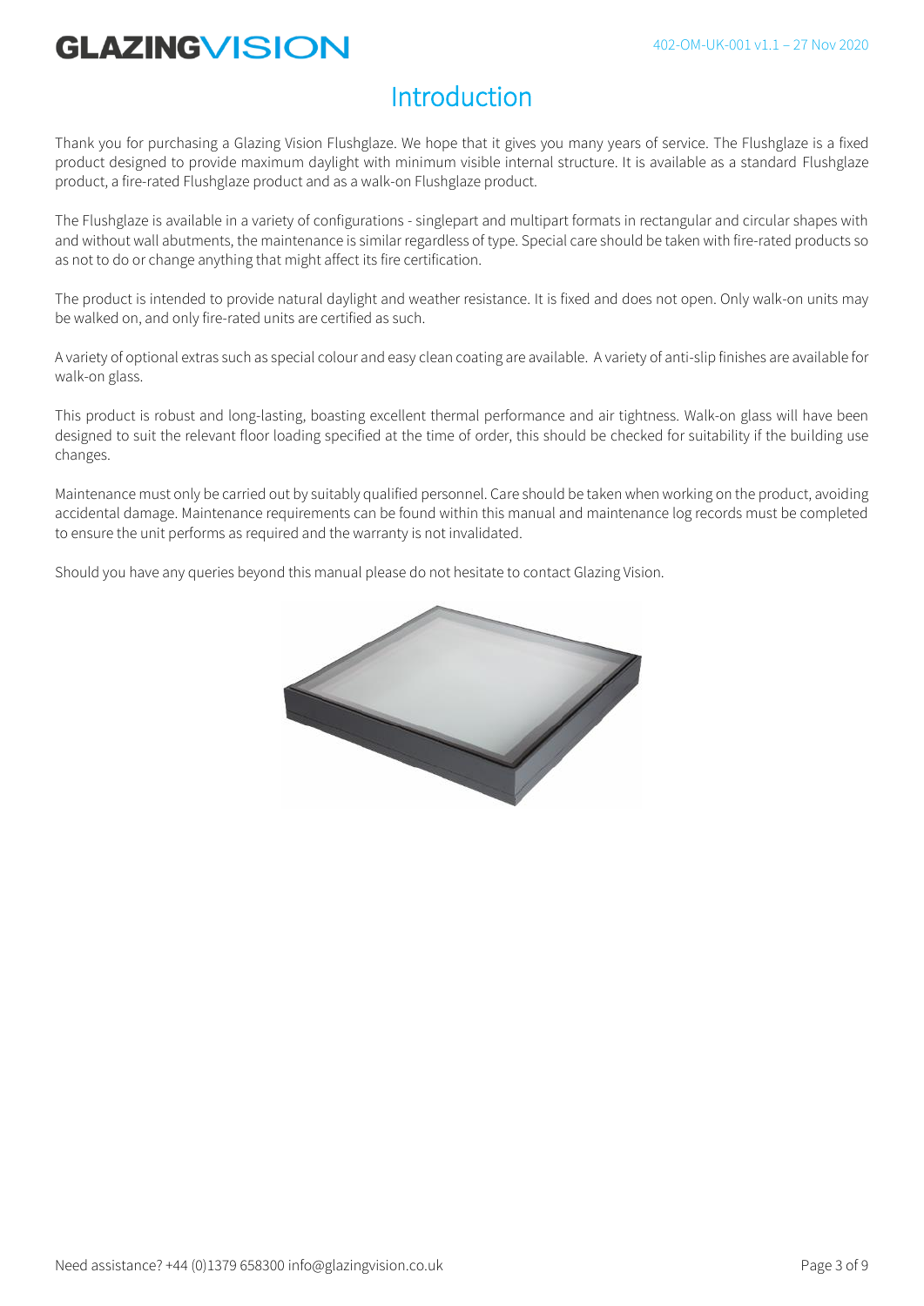# Introduction

Thank you for purchasing a Glazing Vision Flushglaze. We hope that it gives you many years of service. The Flushglaze is a fixed product designed to provide maximum daylight with minimum visible internal structure. It is available as a standard Flushglaze product, a fire-rated Flushglaze product and as a walk-on Flushglaze product.

The Flushglaze is available in a variety of configurations - singlepart and multipart formats in rectangular and circular shapes with and without wall abutments, the maintenance is similar regardless of type. Special care should be taken with fire-rated products so as not to do or change anything that might affect its fire certification.

The product is intended to provide natural daylight and weather resistance. It is fixed and does not open. Only walk-on units may be walked on, and only fire-rated units are certified as such.

A variety of optional extras such as special colour and easy clean coating are available. A variety of anti-slip finishes are available for walk-on glass.

This product is robust and long-lasting, boasting excellent thermal performance and air tightness. Walk-on glass will have been designed to suit the relevant floor loading specified at the time of order, this should be checked for suitability if the building use changes.

Maintenance must only be carried out by suitably qualified personnel. Care should be taken when working on the product, avoiding accidental damage. Maintenance requirements can be found within this manual and maintenance log records must be completed to ensure the unit performs as required and the warranty is not invalidated.

Should you have any queries beyond this manual please do not hesitate to contact Glazing Vision.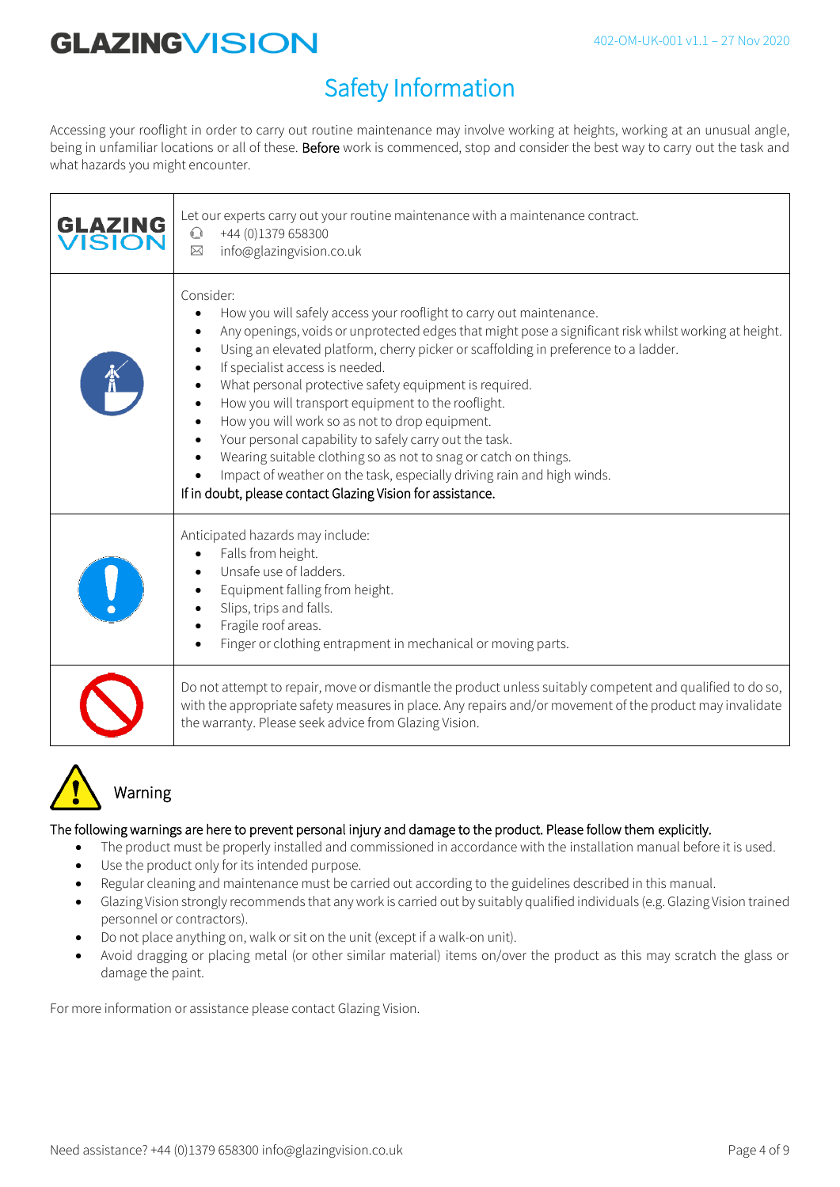# Safety Information

Accessing your rooflight in order to carry out routine maintenance may involve working at heights, working at an unusual angle, being in unfamiliar locations or all of these. Before work is commenced, stop and consider the best way to carry out the task and what hazards you might encounter.

| | |
|---|---|
| GLAZING VISION | Let our experts carry out your routine maintenance with a maintenance contract.<br>+44 (0)1379 658300<br>info@glazingvision.co.uk |
| | Consider:<br>• How you will safely access your rooflight to carry out maintenance.<br>• Any openings, voids or unprotected edges that might pose a significant risk whilst working at height.<br>• Using an elevated platform, cherry picker or scaffolding in preference to a ladder.<br>• If specialist access is needed.<br>• What personal protective safety equipment is required.<br>• How you will transport equipment to the rooflight.<br>• How you will work so as not to drop equipment.<br>• Your personal capability to safely carry out the task.<br>• Wearing suitable clothing so as not to snag or catch on things.<br>• Impact of weather on the task, especially driving rain and high winds.<br>If in doubt, please contact Glazing Vision for assistance. |
| | Anticipated hazards may include:<br>• Falls from height.<br>• Unsafe use of ladders.<br>• Equipment falling from height.<br>• Slips, trips and falls.<br>• Fragile roof areas.<br>• Finger or clothing entrapment in mechanical or moving parts. |
| | Do not attempt to repair, move or dismantle the product unless suitably competent and qualified to do so, with the appropriate safety measures in place. Any repairs and/or movement of the product may invalidate the warranty. Please seek advice from Glazing Vision. |

## Warning

The following warnings are here to prevent personal injury and damage to the product. Please follow them explicitly.

- The product must be properly installed and commissioned in accordance with the installation manual before it is used.
- Use the product only for its intended purpose.
- Regular cleaning and maintenance must be carried out according to the guidelines described in this manual.
- Glazing Vision strongly recommends that any work is carried out by suitably qualified individuals (e.g. Glazing Vision trained personnel or contractors).
- Do not place anything on, walk or sit on the unit (except if a walk-on unit).
- Avoid dragging or placing metal (or other similar material) items on/over the product as this may scratch the glass or damage the paint.

For more information or assistance please contact Glazing Vision.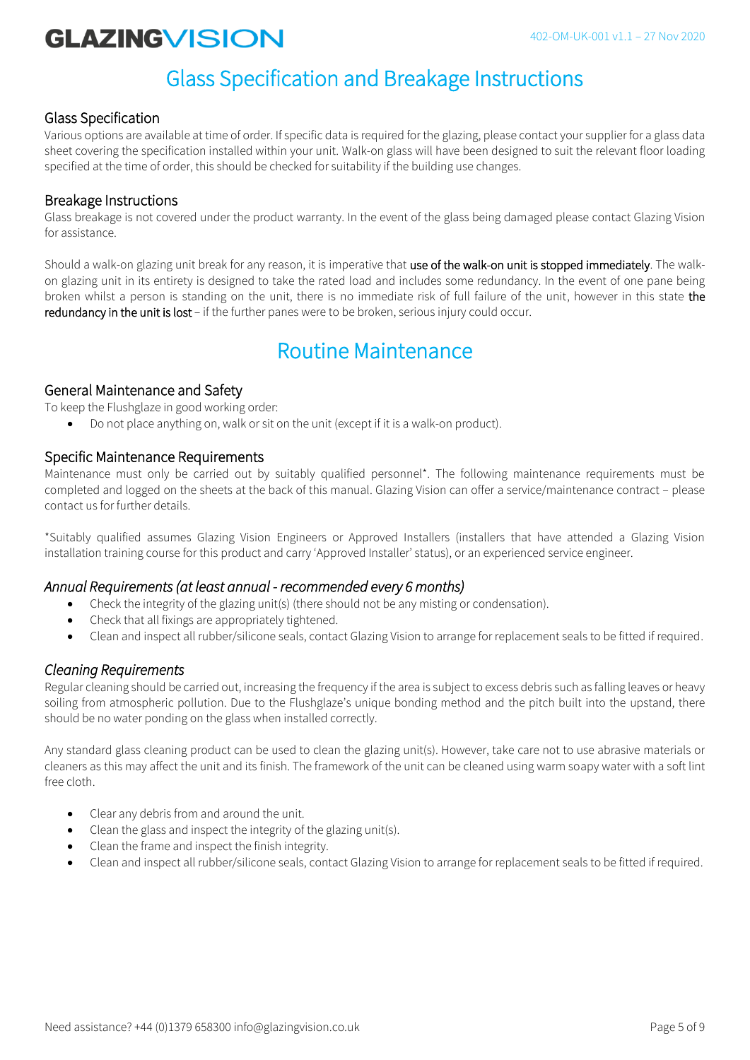# Glass Specification and Breakage Instructions

## Glass Specification

Various options are available at time of order. If specific data is required for the glazing, please contact your supplier for a glass data sheet covering the specification installed within your unit. Walk-on glass will have been designed to suit the relevant floor loading specified at the time of order, this should be checked for suitability if the building use changes.

## Breakage Instructions

Glass breakage is not covered under the product warranty. In the event of the glass being damaged please contact Glazing Vision for assistance.

Should a walk-on glazing unit break for any reason, it is imperative that **use of the walk-on unit is stopped immediately**. The walk-on glazing unit in its entirety is designed to take the rated load and includes some redundancy. In the event of one pane being broken whilst a person is standing on the unit, there is no immediate risk of full failure of the unit, however in this state **the redundancy in the unit is lost** – if the further panes were to be broken, serious injury could occur.

# Routine Maintenance

## General Maintenance and Safety

To keep the Flushglaze in good working order:

- Do not place anything on, walk or sit on the unit (except if it is a walk-on product).

## Specific Maintenance Requirements

Maintenance must only be carried out by suitably qualified personnel*. The following maintenance requirements must be completed and logged on the sheets at the back of this manual. Glazing Vision can offer a service/maintenance contract – please contact us for further details.

*Suitably qualified assumes Glazing Vision Engineers or Approved Installers (installers that have attended a Glazing Vision installation training course for this product and carry 'Approved Installer' status), or an experienced service engineer.

### *Annual Requirements (at least annual - recommended every 6 months)*

- Check the integrity of the glazing unit(s) (there should not be any misting or condensation).
- Check that all fixings are appropriately tightened.
- Clean and inspect all rubber/silicone seals, contact Glazing Vision to arrange for replacement seals to be fitted if required.

### *Cleaning Requirements*

Regular cleaning should be carried out, increasing the frequency if the area is subject to excess debris such as falling leaves or heavy soiling from atmospheric pollution. Due to the Flushglaze's unique bonding method and the pitch built into the upstand, there should be no water ponding on the glass when installed correctly.

Any standard glass cleaning product can be used to clean the glazing unit(s). However, take care not to use abrasive materials or cleaners as this may affect the unit and its finish. The framework of the unit can be cleaned using warm soapy water with a soft lint free cloth.

- Clear any debris from and around the unit.
- Clean the glass and inspect the integrity of the glazing unit(s).
- Clean the frame and inspect the finish integrity.
- Clean and inspect all rubber/silicone seals, contact Glazing Vision to arrange for replacement seals to be fitted if required.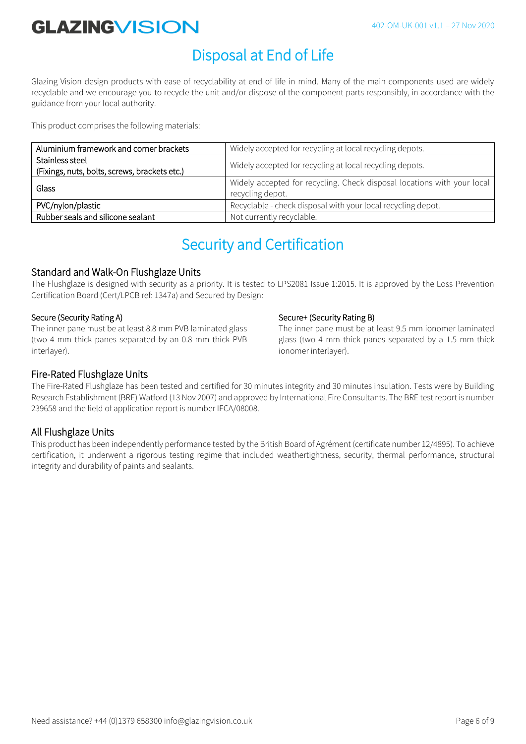# Disposal at End of Life

Glazing Vision design products with ease of recyclability at end of life in mind. Many of the main components used are widely recyclable and we encourage you to recycle the unit and/or dispose of the component parts responsibly, in accordance with the guidance from your local authority.

This product comprises the following materials:

| Aluminium framework and corner brackets | Widely accepted for recycling at local recycling depots. |
|---|---|
| Stainless steel<br>(Fixings, nuts, bolts, screws, brackets etc.) | Widely accepted for recycling at local recycling depots. |
| Glass | Widely accepted for recycling. Check disposal locations with your local recycling depot. |
| PVC/nylon/plastic | Recyclable - check disposal with your local recycling depot. |
| Rubber seals and silicone sealant | Not currently recyclable. |

# Security and Certification

## Standard and Walk-On Flushglaze Units

The Flushglaze is designed with security as a priority. It is tested to LPS2081 Issue 1:2015. It is approved by the Loss Prevention Certification Board (Cert/LPCB ref: 1347a) and Secured by Design:

### Secure (Security Rating A)

The inner pane must be at least 8.8 mm PVB laminated glass (two 4 mm thick panes separated by an 0.8 mm thick PVB interlayer).

### Secure+ (Security Rating B)

The inner pane must be at least 9.5 mm ionomer laminated glass (two 4 mm thick panes separated by a 1.5 mm thick ionomer interlayer).

## Fire-Rated Flushglaze Units

The Fire-Rated Flushglaze has been tested and certified for 30 minutes integrity and 30 minutes insulation. Tests were by Building Research Establishment (BRE) Watford (13 Nov 2007) and approved by International Fire Consultants. The BRE test report is number 239658 and the field of application report is number IFCA/08008.

## All Flushglaze Units

This product has been independently performance tested by the British Board of Agrément (certificate number 12/4895). To achieve certification, it underwent a rigorous testing regime that included weathertightness, security, thermal performance, structural integrity and durability of paints and sealants.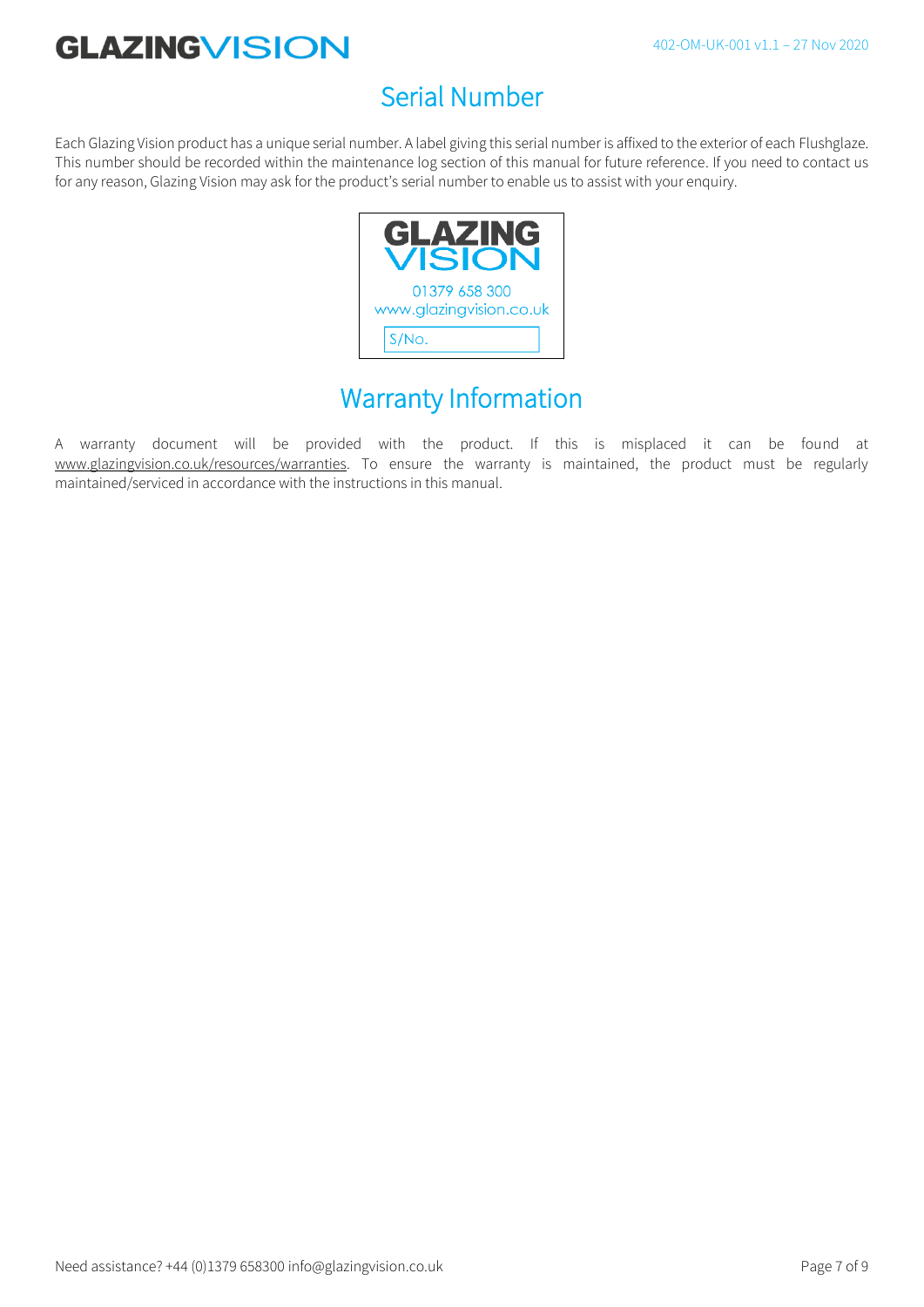## Serial Number

Each Glazing Vision product has a unique serial number. A label giving this serial number is affixed to the exterior of each Flushglaze. This number should be recorded within the maintenance log section of this manual for future reference. If you need to contact us for any reason, Glazing Vision may ask for the product's serial number to enable us to assist with your enquiry.

GLAZING VISION
01379 658 300
www.glazingvision.co.uk
S/No.

## Warranty Information

A warranty document will be provided with the product. If this is misplaced it can be found at www.glazingvision.co.uk/resources/warranties. To ensure the warranty is maintained, the product must be regularly maintained/serviced in accordance with the instructions in this manual.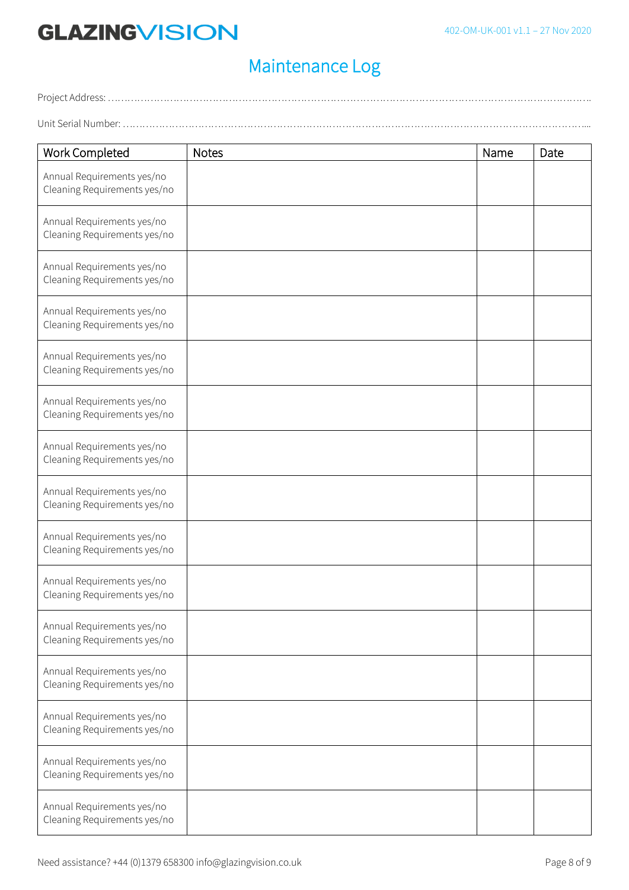# Maintenance Log

Project Address: ……………………………………………………………………………………………………………………………………..

Unit Serial Number: …………………………………………………………………………………………………………………………....

| Work Completed | Notes | Name | Date |
|---|---|---|---|
| Annual Requirements yes/no<br>Cleaning Requirements yes/no | | | |
| Annual Requirements yes/no<br>Cleaning Requirements yes/no | | | |
| Annual Requirements yes/no<br>Cleaning Requirements yes/no | | | |
| Annual Requirements yes/no<br>Cleaning Requirements yes/no | | | |
| Annual Requirements yes/no<br>Cleaning Requirements yes/no | | | |
| Annual Requirements yes/no<br>Cleaning Requirements yes/no | | | |
| Annual Requirements yes/no<br>Cleaning Requirements yes/no | | | |
| Annual Requirements yes/no<br>Cleaning Requirements yes/no | | | |
| Annual Requirements yes/no<br>Cleaning Requirements yes/no | | | |
| Annual Requirements yes/no<br>Cleaning Requirements yes/no | | | |
| Annual Requirements yes/no<br>Cleaning Requirements yes/no | | | |
| Annual Requirements yes/no<br>Cleaning Requirements yes/no | | | |
| Annual Requirements yes/no<br>Cleaning Requirements yes/no | | | |
| Annual Requirements yes/no<br>Cleaning Requirements yes/no | | | |
| Annual Requirements yes/no<br>Cleaning Requirements yes/no | | | |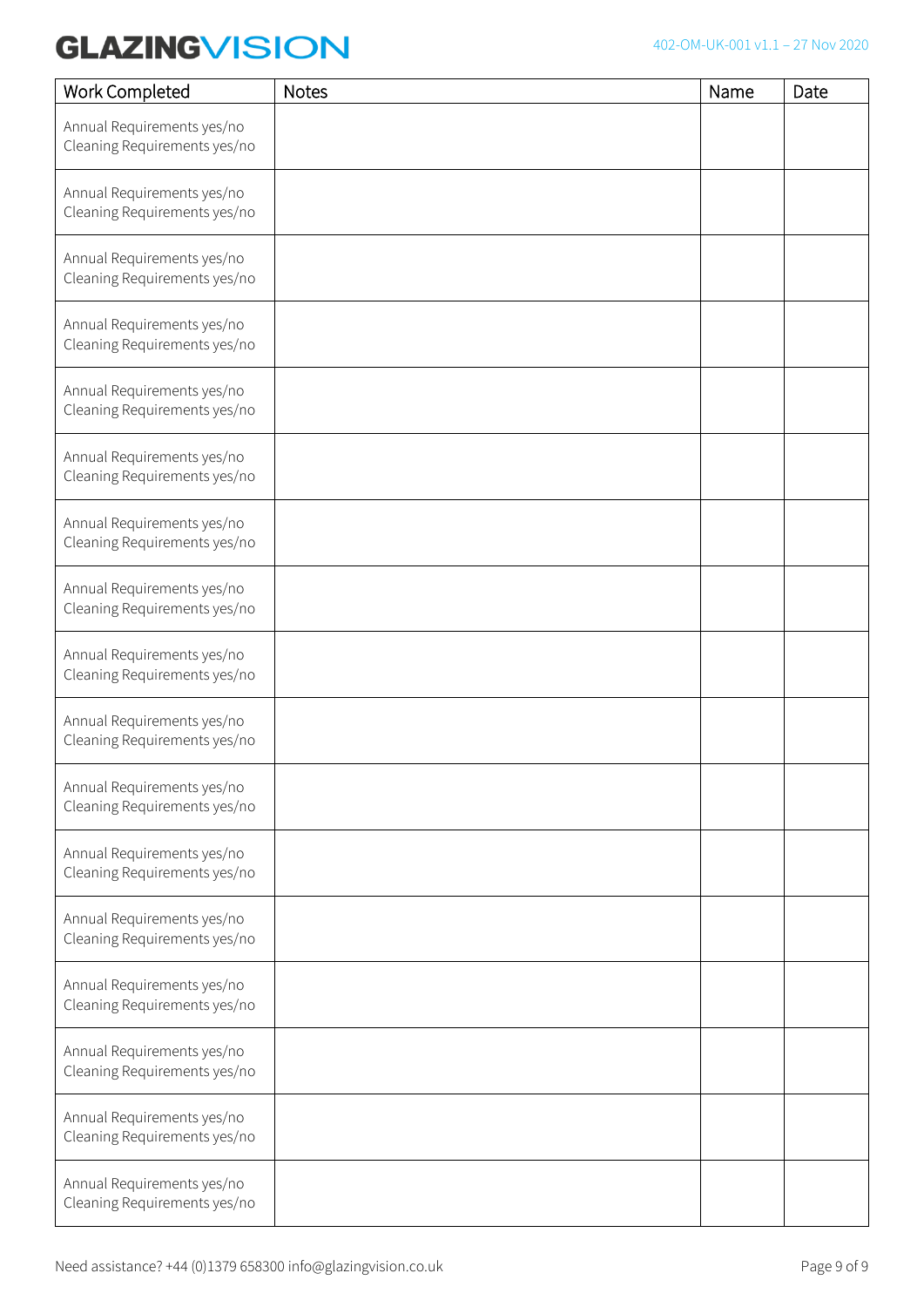| Work Completed | Notes | Name | Date |
|---|---|---|---|
| Annual Requirements yes/no<br>Cleaning Requirements yes/no | | | |
| Annual Requirements yes/no<br>Cleaning Requirements yes/no | | | |
| Annual Requirements yes/no<br>Cleaning Requirements yes/no | | | |
| Annual Requirements yes/no<br>Cleaning Requirements yes/no | | | |
| Annual Requirements yes/no<br>Cleaning Requirements yes/no | | | |
| Annual Requirements yes/no<br>Cleaning Requirements yes/no | | | |
| Annual Requirements yes/no<br>Cleaning Requirements yes/no | | | |
| Annual Requirements yes/no<br>Cleaning Requirements yes/no | | | |
| Annual Requirements yes/no<br>Cleaning Requirements yes/no | | | |
| Annual Requirements yes/no<br>Cleaning Requirements yes/no | | | |
| Annual Requirements yes/no<br>Cleaning Requirements yes/no | | | |
| Annual Requirements yes/no<br>Cleaning Requirements yes/no | | | |
| Annual Requirements yes/no<br>Cleaning Requirements yes/no | | | |
| Annual Requirements yes/no<br>Cleaning Requirements yes/no | | | |
| Annual Requirements yes/no<br>Cleaning Requirements yes/no | | | |
| Annual Requirements yes/no<br>Cleaning Requirements yes/no | | | |
| Annual Requirements yes/no<br>Cleaning Requirements yes/no | | | |

Need assistance? +44 (0)1379 658300 info@glazingvision.co.uk